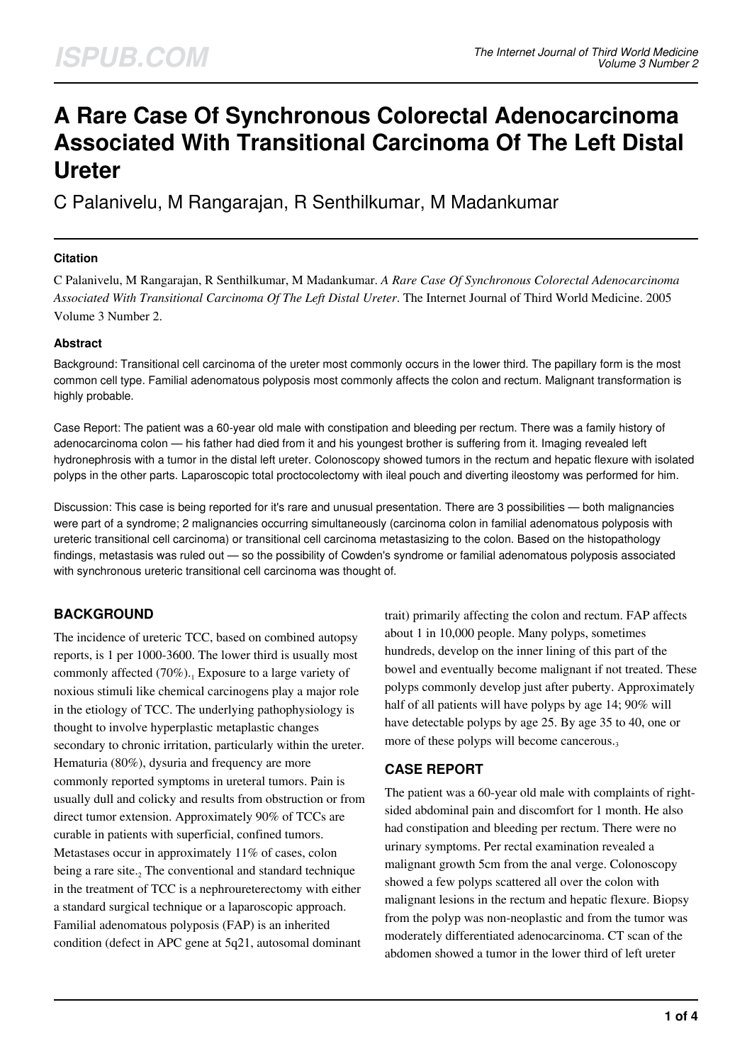# A Rare Case Of Synchronous Colorectal Adenocarcinoma Associated With Transitional Carcinoma Of The Left Distal Ureter

C Palanivelu, M Rangarajan, R Senthilkumar, M Madankumar

### Citation

C Palanivelu, M Rangarajan, R Senthilkumar, M Madankumar. *A Rare Case Of Synchronous Colorectal Adenocarcinoma Associated With Transitional Carcinoma Of The Left Distal Ureter*. The Internet Journal of Third World Medicine. 2005 Volume 3 Number 2.

### Abstract

Background: Transitional cell carcinoma of the ureter most commonly occurs in the lower third. The papillary form is the most common cell type. Familial adenomatous polyposis most commonly affects the colon and rectum. Malignant transformation is highly probable.

Case Report: The patient was a 60-year old male with constipation and bleeding per rectum. There was a family history of adenocarcinoma colon — his father had died from it and his youngest brother is suffering from it. Imaging revealed left hydronephrosis with a tumor in the distal left ureter. Colonoscopy showed tumors in the rectum and hepatic flexure with isolated polyps in the other parts. Laparoscopic total proctocolectomy with ileal pouch and diverting ileostomy was performed for him.

Discussion: This case is being reported for it's rare and unusual presentation. There are 3 possibilities — both malignancies were part of a syndrome; 2 malignancies occurring simultaneously (carcinoma colon in familial adenomatous polyposis with ureteric transitional cell carcinoma) or transitional cell carcinoma metastasizing to the colon. Based on the histopathology findings, metastasis was ruled out — so the possibility of Cowden's syndrome or familial adenomatous polyposis associated with synchronous ureteric transitional cell carcinoma was thought of.

## BACKGROUND

The incidence of ureteric TCC, based on combined autopsy reports, is 1 per 1000-3600. The lower third is usually most commonly affected (70%).[1] Exposure to a large variety of noxious stimuli like chemical carcinogens play a major role in the etiology of TCC. The underlying pathophysiology is thought to involve hyperplastic metaplastic changes secondary to chronic irritation, particularly within the ureter. Hematuria (80%), dysuria and frequency are more commonly reported symptoms in ureteral tumors. Pain is usually dull and colicky and results from obstruction or from direct tumor extension. Approximately 90% of TCCs are curable in patients with superficial, confined tumors. Metastases occur in approximately 11% of cases, colon being a rare site.[2] The conventional and standard technique in the treatment of TCC is a nephroureterectomy with either a standard surgical technique or a laparoscopic approach. Familial adenomatous polyposis (FAP) is an inherited condition (defect in APC gene at 5q21, autosomal dominant trait) primarily affecting the colon and rectum. FAP affects about 1 in 10,000 people. Many polyps, sometimes hundreds, develop on the inner lining of this part of the bowel and eventually become malignant if not treated. These polyps commonly develop just after puberty. Approximately half of all patients will have polyps by age 14; 90% will have detectable polyps by age 25. By age 35 to 40, one or more of these polyps will become cancerous.[3]

## CASE REPORT

The patient was a 60-year old male with complaints of right-sided abdominal pain and discomfort for 1 month. He also had constipation and bleeding per rectum. There were no urinary symptoms. Per rectal examination revealed a malignant growth 5cm from the anal verge. Colonoscopy showed a few polyps scattered all over the colon with malignant lesions in the rectum and hepatic flexure. Biopsy from the polyp was non-neoplastic and from the tumor was moderately differentiated adenocarcinoma. CT scan of the abdomen showed a tumor in the lower third of left ureter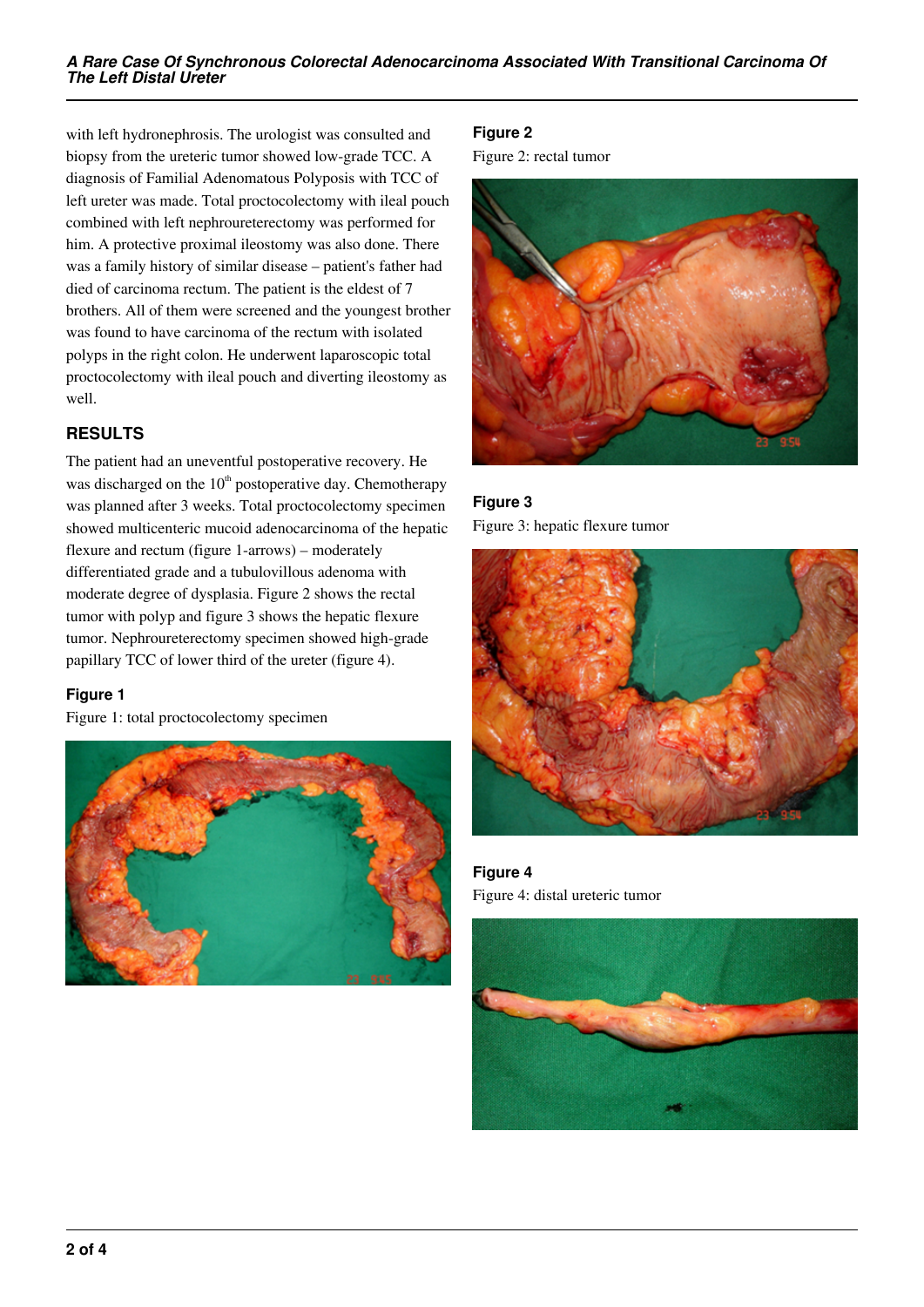with left hydronephrosis. The urologist was consulted and biopsy from the ureteric tumor showed low-grade TCC. A diagnosis of Familial Adenomatous Polyposis with TCC of left ureter was made. Total proctocolectomy with ileal pouch combined with left nephroureterectomy was performed for him. A protective proximal ileostomy was also done. There was a family history of similar disease – patient's father had died of carcinoma rectum. The patient is the eldest of 7 brothers. All of them were screened and the youngest brother was found to have carcinoma of the rectum with isolated polyps in the right colon. He underwent laparoscopic total proctocolectomy with ileal pouch and diverting ileostomy as well.

## RESULTS

The patient had an uneventful postoperative recovery. He was discharged on the 10th postoperative day. Chemotherapy was planned after 3 weeks. Total proctocolectomy specimen showed multicenteric mucoid adenocarcinoma of the hepatic flexure and rectum (figure 1-arrows) – moderately differentiated grade and a tubulovillous adenoma with moderate degree of dysplasia. Figure 2 shows the rectal tumor with polyp and figure 3 shows the hepatic flexure tumor. Nephroureterectomy specimen showed high-grade papillary TCC of lower third of the ureter (figure 4).

**Figure 1**

Figure 1: total proctocolectomy specimen

**Figure 2**

Figure 2: rectal tumor

**Figure 3**

Figure 3: hepatic flexure tumor

**Figure 4**

Figure 4: distal ureteric tumor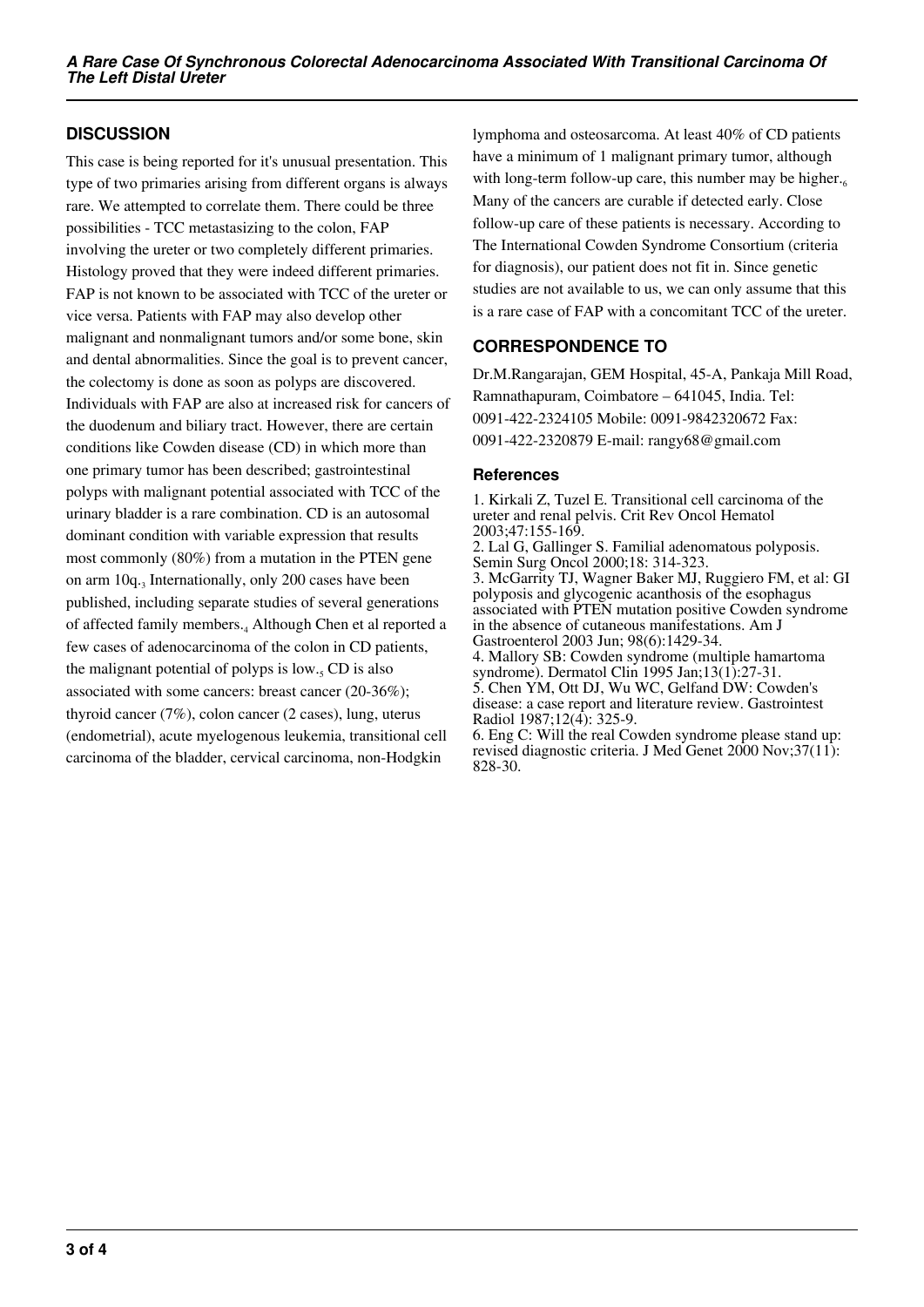## DISCUSSION

This case is being reported for it's unusual presentation. This type of two primaries arising from different organs is always rare. We attempted to correlate them. There could be three possibilities - TCC metastasizing to the colon, FAP involving the ureter or two completely different primaries. Histology proved that they were indeed different primaries. FAP is not known to be associated with TCC of the ureter or vice versa. Patients with FAP may also develop other malignant and nonmalignant tumors and/or some bone, skin and dental abnormalities. Since the goal is to prevent cancer, the colectomy is done as soon as polyps are discovered. Individuals with FAP are also at increased risk for cancers of the duodenum and biliary tract. However, there are certain conditions like Cowden disease (CD) in which more than one primary tumor has been described; gastrointestinal polyps with malignant potential associated with TCC of the urinary bladder is a rare combination. CD is an autosomal dominant condition with variable expression that results most commonly (80%) from a mutation in the PTEN gene on arm 10q.[3] Internationally, only 200 cases have been published, including separate studies of several generations of affected family members.[4] Although Chen et al reported a few cases of adenocarcinoma of the colon in CD patients, the malignant potential of polyps is low.[5] CD is also associated with some cancers: breast cancer (20-36%); thyroid cancer (7%), colon cancer (2 cases), lung, uterus (endometrial), acute myelogenous leukemia, transitional cell carcinoma of the bladder, cervical carcinoma, non-Hodgkin lymphoma and osteosarcoma. At least 40% of CD patients have a minimum of 1 malignant primary tumor, although with long-term follow-up care, this number may be higher.[6] Many of the cancers are curable if detected early. Close follow-up care of these patients is necessary. According to The International Cowden Syndrome Consortium (criteria for diagnosis), our patient does not fit in. Since genetic studies are not available to us, we can only assume that this is a rare case of FAP with a concomitant TCC of the ureter.

## CORRESPONDENCE TO

Dr.M.Rangarajan, GEM Hospital, 45-A, Pankaja Mill Road, Ramnathapuram, Coimbatore – 641045, India. Tel: 0091-422-2324105 Mobile: 0091-9842320672 Fax: 0091-422-2320879 E-mail: rangy68@gmail.com

### References

1. Kirkali Z, Tuzel E. Transitional cell carcinoma of the ureter and renal pelvis. Crit Rev Oncol Hematol 2003;47:155-169.
2. Lal G, Gallinger S. Familial adenomatous polyposis. Semin Surg Oncol 2000;18: 314-323.
3. McGarrity TJ, Wagner Baker MJ, Ruggiero FM, et al: GI polyposis and glycogenic acanthosis of the esophagus associated with PTEN mutation positive Cowden syndrome in the absence of cutaneous manifestations. Am J Gastroenterol 2003 Jun; 98(6):1429-34.
4. Mallory SB: Cowden syndrome (multiple hamartoma syndrome). Dermatol Clin 1995 Jan;13(1):27-31.
5. Chen YM, Ott DJ, Wu WC, Gelfand DW: Cowden's disease: a case report and literature review. Gastrointest Radiol 1987;12(4): 325-9.
6. Eng C: Will the real Cowden syndrome please stand up: revised diagnostic criteria. J Med Genet 2000 Nov;37(11): 828-30.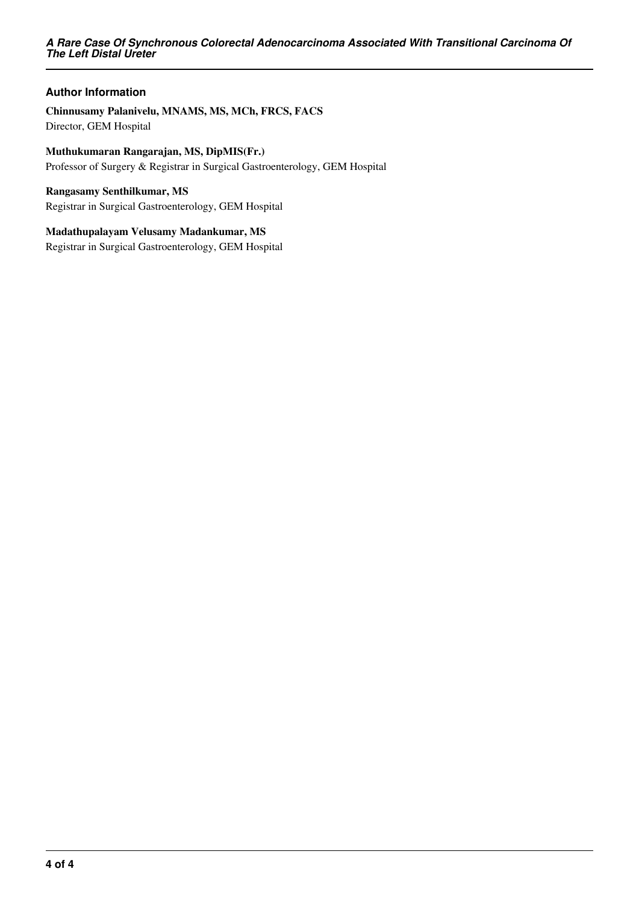## Author Information

**Chinnusamy Palanivelu, MNAMS, MS, MCh, FRCS, FACS**
Director, GEM Hospital

**Muthukumaran Rangarajan, MS, DipMIS(Fr.)**
Professor of Surgery & Registrar in Surgical Gastroenterology, GEM Hospital

**Rangasamy Senthilkumar, MS**
Registrar in Surgical Gastroenterology, GEM Hospital

**Madathupalayam Velusamy Madankumar, MS**
Registrar in Surgical Gastroenterology, GEM Hospital